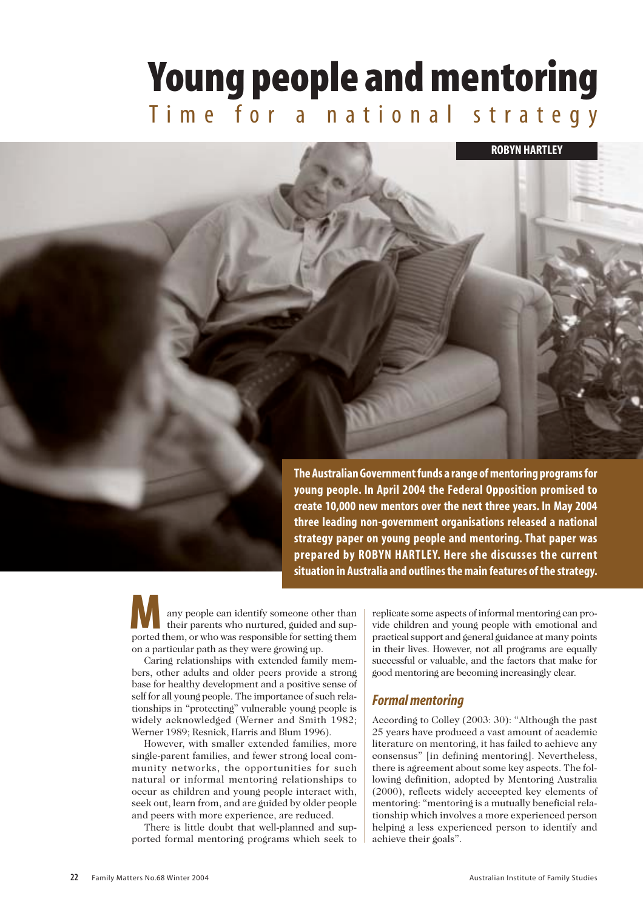# Young people and mentoring

## Time for a national strategy

**ROBYN HARTLEY**

**The Australian Government funds a range of mentoring programs for young people. In April 2004 the Federal Opposition promised to create 10,000 new mentors over the next three years. In May 2004 three leading non-government organisations released a national strategy paper on young people and mentoring. That paper was prepared by ROBYN HARTLEY. Here she discusses the current situation in Australia and outlines the main features of the strategy.**

Many people can identify someone other than their parents who nurtured, guided and supported them, or who was responsible for setting them on a particular path as they were growing up.

Caring relationships with extended family members, other adults and older peers provide a strong base for healthy development and a positive sense of self for all young people. The importance of such relationships in "protecting" vulnerable young people is widely acknowledged (Werner and Smith 1982; Werner 1989; Resnick, Harris and Blum 1996).

However, with smaller extended families, more single-parent families, and fewer strong local community networks, the opportunities for such natural or informal mentoring relationships to occur as children and young people interact with, seek out, learn from, and are guided by older people and peers with more experience, are reduced.

There is little doubt that well-planned and supported formal mentoring programs which seek to replicate some aspects of informal mentoring can provide children and young people with emotional and practical support and general guidance at many points in their lives. However, not all programs are equally successful or valuable, and the factors that make for good mentoring are becoming increasingly clear.

### *Formal mentoring*

According to Colley (2003: 30): "Although the past 25 years have produced a vast amount of academic literature on mentoring, it has failed to achieve any consensus" [in defining mentoring]. Nevertheless, there is agreement about some key aspects. The following definition, adopted by Mentoring Australia (2000), reflects widely accepted key elements of mentoring: "mentoring is a mutually beneficial relationship which involves a more experienced person helping a less experienced person to identify and achieve their goals".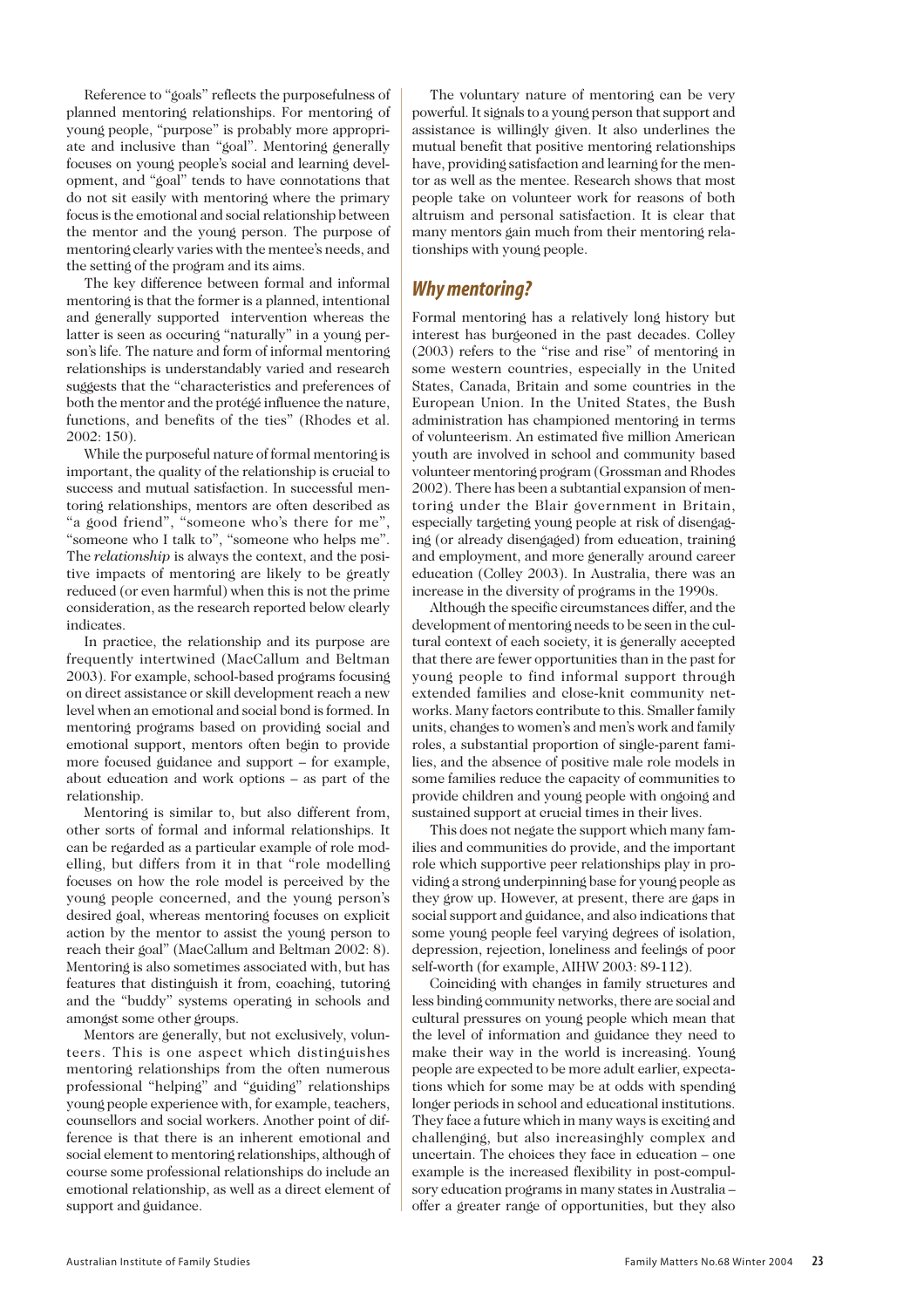Reference to "goals" reflects the purposefulness of planned mentoring relationships. For mentoring of young people, "purpose" is probably more appropriate and inclusive than "goal". Mentoring generally focuses on young people's social and learning development, and "goal" tends to have connotations that do not sit easily with mentoring where the primary focus is the emotional and social relationship between the mentor and the young person. The purpose of mentoring clearly varies with the mentee's needs, and the setting of the program and its aims.

The key difference between formal and informal mentoring is that the former is a planned, intentional and generally supported intervention whereas the latter is seen as occuring "naturally" in a young person's life. The nature and form of informal mentoring relationships is understandably varied and research suggests that the "characteristics and preferences of both the mentor and the protégé influence the nature, functions, and benefits of the ties" (Rhodes et al. 2002: 150).

While the purposeful nature of formal mentoring is important, the quality of the relationship is crucial to success and mutual satisfaction. In successful mentoring relationships, mentors are often described as "a good friend", "someone who's there for me", "someone who I talk to", "someone who helps me". The *relationship* is always the context, and the positive impacts of mentoring are likely to be greatly reduced (or even harmful) when this is not the prime consideration, as the research reported below clearly indicates.

In practice, the relationship and its purpose are frequently intertwined (MacCallum and Beltman 2003). For example, school-based programs focusing on direct assistance or skill development reach a new level when an emotional and social bond is formed. In mentoring programs based on providing social and emotional support, mentors often begin to provide more focused guidance and support – for example, about education and work options – as part of the relationship.

Mentoring is similar to, but also different from, other sorts of formal and informal relationships. It can be regarded as a particular example of role modelling, but differs from it in that "role modelling focuses on how the role model is perceived by the young people concerned, and the young person's desired goal, whereas mentoring focuses on explicit action by the mentor to assist the young person to reach their goal" (MacCallum and Beltman 2002: 8). Mentoring is also sometimes associated with, but has features that distinguish it from, coaching, tutoring and the "buddy" systems operating in schools and amongst some other groups.

Mentors are generally, but not exclusively, volunteers. This is one aspect which distinguishes mentoring relationships from the often numerous professional "helping" and "guiding" relationships young people experience with, for example, teachers, counsellors and social workers. Another point of difference is that there is an inherent emotional and social element to mentoring relationships, although of course some professional relationships do include an emotional relationship, as well as a direct element of support and guidance.

The voluntary nature of mentoring can be very powerful. It signals to a young person that support and assistance is willingly given. It also underlines the mutual benefit that positive mentoring relationships have, providing satisfaction and learning for the mentor as well as the mentee. Research shows that most people take on volunteer work for reasons of both altruism and personal satisfaction. It is clear that many mentors gain much from their mentoring relationships with young people.

## Why mentoring?

Formal mentoring has a relatively long history but interest has burgeoned in the past decades. Colley (2003) refers to the "rise and rise" of mentoring in some western countries, especially in the United States, Canada, Britain and some countries in the European Union. In the United States, the Bush administration has championed mentoring in terms of volunteerism. An estimated five million American youth are involved in school and community based volunteer mentoring program (Grossman and Rhodes 2002). There has been a subtantial expansion of mentoring under the Blair government in Britain, especially targeting young people at risk of disengaging (or already disengaged) from education, training and employment, and more generally around career education (Colley 2003). In Australia, there was an increase in the diversity of programs in the 1990s.

Although the specific circumstances differ, and the development of mentoring needs to be seen in the cultural context of each society, it is generally accepted that there are fewer opportunities than in the past for young people to find informal support through extended families and close-knit community networks. Many factors contribute to this. Smaller family units, changes to women's and men's work and family roles, a substantial proportion of single-parent families, and the absence of positive male role models in some families reduce the capacity of communities to provide children and young people with ongoing and sustained support at crucial times in their lives.

This does not negate the support which many families and communities do provide, and the important role which supportive peer relationships play in providing a strong underpinning base for young people as they grow up. However, at present, there are gaps in social support and guidance, and also indications that some young people feel varying degrees of isolation, depression, rejection, loneliness and feelings of poor self-worth (for example, AIHW 2003: 89-112).

Coinciding with changes in family structures and less binding community networks, there are social and cultural pressures on young people which mean that the level of information and guidance they need to make their way in the world is increasing. Young people are expected to be more adult earlier, expectations which for some may be at odds with spending longer periods in school and educational institutions. They face a future which in many ways is exciting and challenging, but also increasinghly complex and uncertain. The choices they face in education – one example is the increased flexibility in post-compulsory education programs in many states in Australia – offer a greater range of opportunities, but they also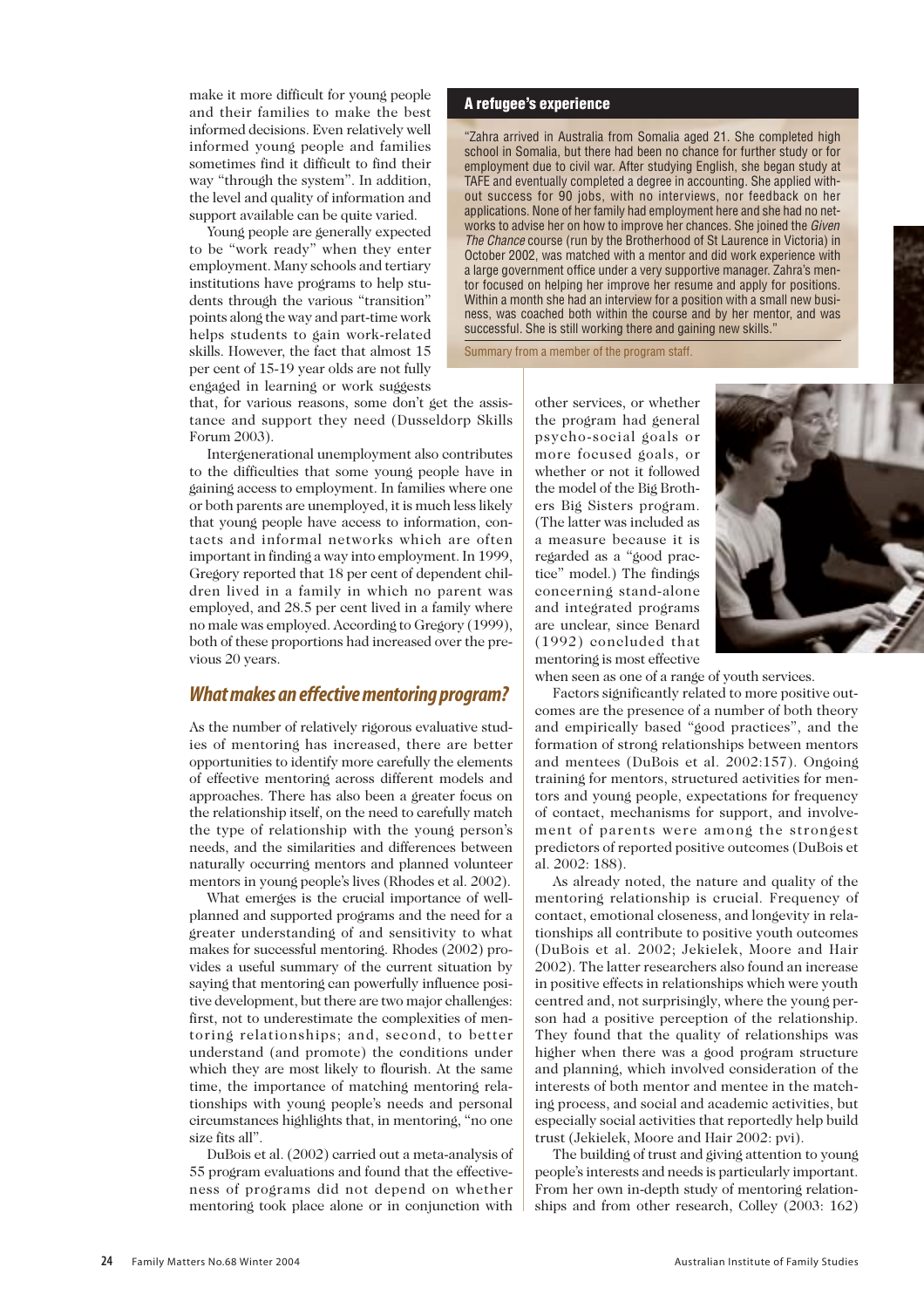make it more difficult for young people and their families to make the best informed decisions. Even relatively well informed young people and families sometimes find it difficult to find their way "through the system". In addition, the level and quality of information and support available can be quite varied.

Young people are generally expected to be "work ready" when they enter employment. Many schools and tertiary institutions have programs to help students through the various "transition" points along the way and part-time work helps students to gain work-related skills. However, the fact that almost 15 per cent of 15-19 year olds are not fully engaged in learning or work suggests that, for various reasons, some don't get the assistance and support they need (Dusseldorp Skills Forum 2003).

Intergenerational unemployment also contributes to the difficulties that some young people have in gaining access to employment. In families where one or both parents are unemployed, it is much less likely that young people have access to information, contacts and informal networks which are often important in finding a way into employment. In 1999, Gregory reported that 18 per cent of dependent children lived in a family in which no parent was employed, and 28.5 per cent lived in a family where no male was employed. According to Gregory (1999), both of these proportions had increased over the previous 20 years.

> **A refugee's experience**
>
> "Zahra arrived in Australia from Somalia aged 21. She completed high school in Somalia, but there had been no chance for further study or for employment due to civil war. After studying English, she began study at TAFE and eventually completed a degree in accounting. She applied without success for 90 jobs, with no interviews, nor feedback on her applications. None of her family had employment here and she had no networks to advise her on how to improve her chances. She joined the *Given The Chance* course (run by the Brotherhood of St Laurence in Victoria) in October 2002, was matched with a mentor and did work experience with a large government office under a very supportive manager. Zahra's mentor focused on helping her improve her resume and apply for positions. Within a month she had an interview for a position with a small new business, was coached both within the course and by her mentor, and was successful. She is still working there and gaining new skills."
>
> Summary from a member of the program staff.

## *What makes an effective mentoring program?*

As the number of relatively rigorous evaluative studies of mentoring has increased, there are better opportunities to identify more carefully the elements of effective mentoring across different models and approaches. There has also been a greater focus on the relationship itself, on the need to carefully match the type of relationship with the young person's needs, and the similarities and differences between naturally occurring mentors and planned volunteer mentors in young people's lives (Rhodes et al. 2002).

What emerges is the crucial importance of well-planned and supported programs and the need for a greater understanding of and sensitivity to what makes for successful mentoring. Rhodes (2002) provides a useful summary of the current situation by saying that mentoring can powerfully influence positive development, but there are two major challenges: first, not to underestimate the complexities of mentoring relationships; and, second, to better understand (and promote) the conditions under which they are most likely to flourish. At the same time, the importance of matching mentoring relationships with young people's needs and personal circumstances highlights that, in mentoring, "no one size fits all".

DuBois et al. (2002) carried out a meta-analysis of 55 program evaluations and found that the effectiveness of programs did not depend on whether mentoring took place alone or in conjunction with other services, or whether the program had general psycho-social goals or more focused goals, or whether or not it followed the model of the Big Brothers Big Sisters program. (The latter was included as a measure because it is regarded as a "good practice" model.) The findings concerning stand-alone and integrated programs are unclear, since Benard (1992) concluded that mentoring is most effective when seen as one of a range of youth services.

Factors significantly related to more positive outcomes are the presence of a number of both theory and empirically based "good practices", and the formation of strong relationships between mentors and mentees (DuBois et al. 2002:157). Ongoing training for mentors, structured activities for mentors and young people, expectations for frequency of contact, mechanisms for support, and involvement of parents were among the strongest predictors of reported positive outcomes (DuBois et al. 2002: 188).

As already noted, the nature and quality of the mentoring relationship is crucial. Frequency of contact, emotional closeness, and longevity in relationships all contribute to positive youth outcomes (DuBois et al. 2002; Jekielek, Moore and Hair 2002). The latter researchers also found an increase in positive effects in relationships which were youth centred and, not surprisingly, where the young person had a positive perception of the relationship. They found that the quality of relationships was higher when there was a good program structure and planning, which involved consideration of the interests of both mentor and mentee in the matching process, and social and academic activities, but especially social activities that reportedly help build trust (Jekielek, Moore and Hair 2002: pvi).

The building of trust and giving attention to young people's interests and needs is particularly important. From her own in-depth study of mentoring relationships and from other research, Colley (2003: 162)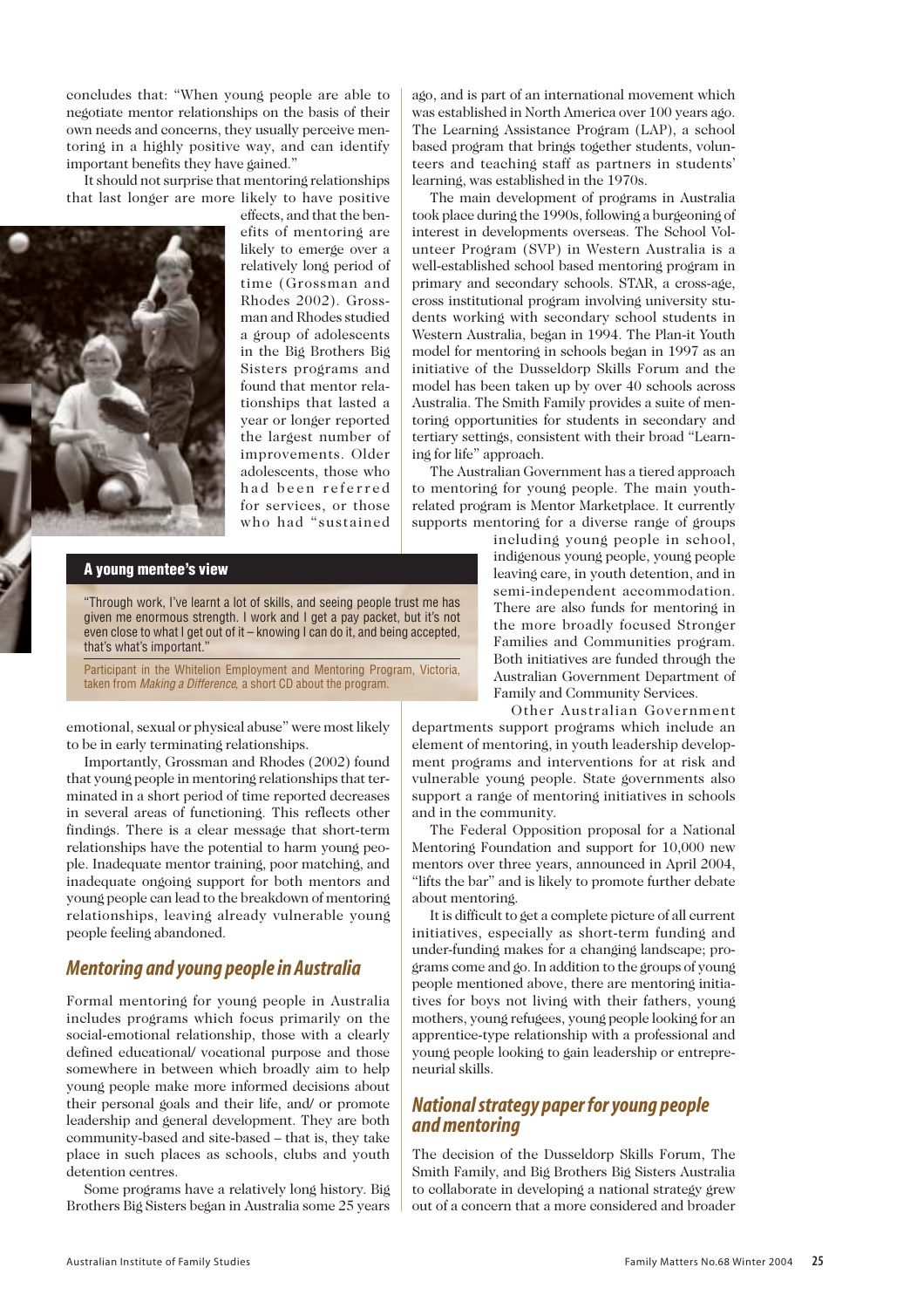concludes that: "When young people are able to negotiate mentor relationships on the basis of their own needs and concerns, they usually perceive mentoring in a highly positive way, and can identify important benefits they have gained."

It should not surprise that mentoring relationships that last longer are more likely to have positive effects, and that the benefits of mentoring are likely to emerge over a relatively long period of time (Grossman and Rhodes 2002). Grossman and Rhodes studied a group of adolescents in the Big Brothers Big Sisters programs and found that mentor relationships that lasted a year or longer reported the largest number of improvements. Older adolescents, those who had been referred for services, or those who had "sustained emotional, sexual or physical abuse" were most likely to be in early terminating relationships.

Importantly, Grossman and Rhodes (2002) found that young people in mentoring relationships that terminated in a short period of time reported decreases in several areas of functioning. This reflects other findings. There is a clear message that short-term relationships have the potential to harm young people. Inadequate mentor training, poor matching, and inadequate ongoing support for both mentors and young people can lead to the breakdown of mentoring relationships, leaving already vulnerable young people feeling abandoned.

**A young mentee's view**

"Through work, I've learnt a lot of skills, and seeing people trust me has given me enormous strength. I work and I get a pay packet, but it's not even close to what I get out of it – knowing I can do it, and being accepted, that's what's important."

Participant in the Whitelion Employment and Mentoring Program, Victoria, taken from *Making a Difference*, a short CD about the program.

## *Mentoring and young people in Australia*

Formal mentoring for young people in Australia includes programs which focus primarily on the social-emotional relationship, those with a clearly defined educational/ vocational purpose and those somewhere in between which broadly aim to help young people make more informed decisions about their personal goals and their life, and/ or promote leadership and general development. They are both community-based and site-based – that is, they take place in such places as schools, clubs and youth detention centres.

Some programs have a relatively long history. Big Brothers Big Sisters began in Australia some 25 years ago, and is part of an international movement which was established in North America over 100 years ago. The Learning Assistance Program (LAP), a school based program that brings together students, volunteers and teaching staff as partners in students' learning, was established in the 1970s.

The main development of programs in Australia took place during the 1990s, following a burgeoning of interest in developments overseas. The School Volunteer Program (SVP) in Western Australia is a well-established school based mentoring program in primary and secondary schools. STAR, a cross-age, cross institutional program involving university students working with secondary school students in Western Australia, began in 1994. The Plan-it Youth model for mentoring in schools began in 1997 as an initiative of the Dusseldorp Skills Forum and the model has been taken up by over 40 schools across Australia. The Smith Family provides a suite of mentoring opportunities for students in secondary and tertiary settings, consistent with their broad "Learning for life" approach.

The Australian Government has a tiered approach to mentoring for young people. The main youth-related program is Mentor Marketplace. It currently supports mentoring for a diverse range of groups including young people in school, indigenous young people, young people leaving care, in youth detention, and in semi-independent accommodation. There are also funds for mentoring in the more broadly focused Stronger Families and Communities program. Both initiatives are funded through the Australian Government Department of Family and Community Services.

Other Australian Government departments support programs which include an element of mentoring, in youth leadership development programs and interventions for at risk and vulnerable young people. State governments also support a range of mentoring initiatives in schools and in the community.

The Federal Opposition proposal for a National Mentoring Foundation and support for 10,000 new mentors over three years, announced in April 2004, "lifts the bar" and is likely to promote further debate about mentoring.

It is difficult to get a complete picture of all current initiatives, especially as short-term funding and under-funding makes for a changing landscape; programs come and go. In addition to the groups of young people mentioned above, there are mentoring initiatives for boys not living with their fathers, young mothers, young refugees, young people looking for an apprentice-type relationship with a professional and young people looking to gain leadership or entrepreneurial skills.

## *National strategy paper for young people and mentoring*

The decision of the Dusseldorp Skills Forum, The Smith Family, and Big Brothers Big Sisters Australia to collaborate in developing a national strategy grew out of a concern that a more considered and broader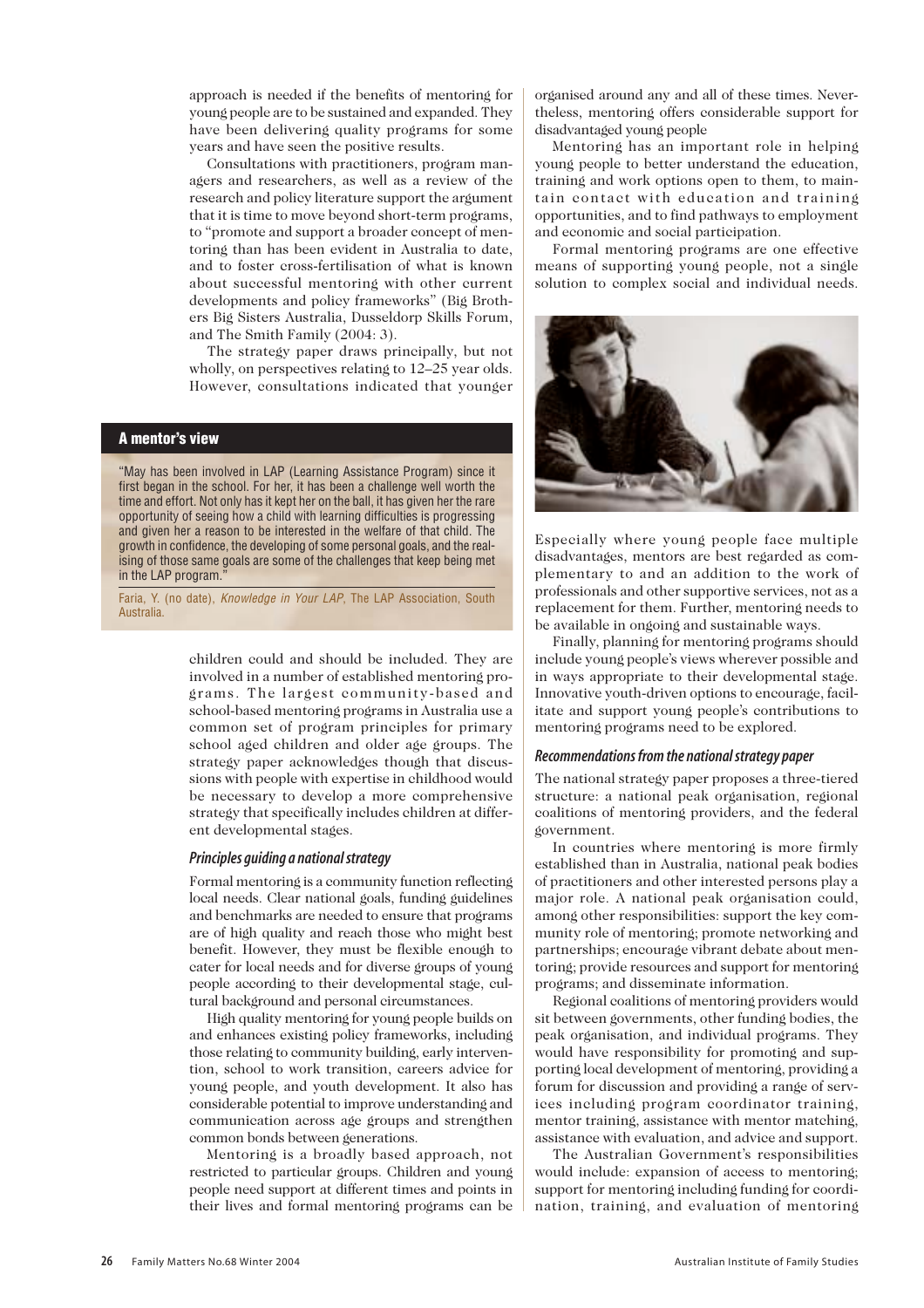approach is needed if the benefits of mentoring for young people are to be sustained and expanded. They have been delivering quality programs for some years and have seen the positive results.

Consultations with practitioners, program managers and researchers, as well as a review of the research and policy literature support the argument that it is time to move beyond short-term programs, to "promote and support a broader concept of mentoring than has been evident in Australia to date, and to foster cross-fertilisation of what is known about successful mentoring with other current developments and policy frameworks" (Big Brothers Big Sisters Australia, Dusseldorp Skills Forum, and The Smith Family (2004: 3).

The strategy paper draws principally, but not wholly, on perspectives relating to 12–25 year olds. However, consultations indicated that younger children could and should be included. They are involved in a number of established mentoring programs. The largest community-based and school-based mentoring programs in Australia use a common set of program principles for primary school aged children and older age groups. The strategy paper acknowledges though that discussions with people with expertise in childhood would be necessary to develop a more comprehensive strategy that specifically includes children at different developmental stages.

> **A mentor's view**
>
> "May has been involved in LAP (Learning Assistance Program) since it first began in the school. For her, it has been a challenge well worth the time and effort. Not only has it kept her on the ball, it has given her the rare opportunity of seeing how a child with learning difficulties is progressing and given her a reason to be interested in the welfare of that child. The growth in confidence, the developing of some personal goals, and the realising of those same goals are some of the challenges that keep being met in the LAP program."
>
> Faria, Y. (no date), *Knowledge in Your LAP*, The LAP Association, South Australia.

### *Principles guiding a national strategy*

Formal mentoring is a community function reflecting local needs. Clear national goals, funding guidelines and benchmarks are needed to ensure that programs are of high quality and reach those who might best benefit. However, they must be flexible enough to cater for local needs and for diverse groups of young people according to their developmental stage, cultural background and personal circumstances.

High quality mentoring for young people builds on and enhances existing policy frameworks, including those relating to community building, early intervention, school to work transition, careers advice for young people, and youth development. It also has considerable potential to improve understanding and communication across age groups and strengthen common bonds between generations.

Mentoring is a broadly based approach, not restricted to particular groups. Children and young people need support at different times and points in their lives and formal mentoring programs can be organised around any and all of these times. Nevertheless, mentoring offers considerable support for disadvantaged young people

Mentoring has an important role in helping young people to better understand the education, training and work options open to them, to maintain contact with education and training opportunities, and to find pathways to employment and economic and social participation.

Formal mentoring programs are one effective means of supporting young people, not a single solution to complex social and individual needs. Especially where young people face multiple disadvantages, mentors are best regarded as complementary to and an addition to the work of professionals and other supportive services, not as a replacement for them. Further, mentoring needs to be available in ongoing and sustainable ways.

Finally, planning for mentoring programs should include young people's views wherever possible and in ways appropriate to their developmental stage. Innovative youth-driven options to encourage, facilitate and support young people's contributions to mentoring programs need to be explored.

### *Recommendations from the national strategy paper*

The national strategy paper proposes a three-tiered structure: a national peak organisation, regional coalitions of mentoring providers, and the federal government.

In countries where mentoring is more firmly established than in Australia, national peak bodies of practitioners and other interested persons play a major role. A national peak organisation could, among other responsibilities: support the key community role of mentoring; promote networking and partnerships; encourage vibrant debate about mentoring; provide resources and support for mentoring programs; and disseminate information.

Regional coalitions of mentoring providers would sit between governments, other funding bodies, the peak organisation, and individual programs. They would have responsibility for promoting and supporting local development of mentoring, providing a forum for discussion and providing a range of services including program coordinator training, mentor training, assistance with mentor matching, assistance with evaluation, and advice and support.

The Australian Government's responsibilities would include: expansion of access to mentoring; support for mentoring including funding for coordination, training, and evaluation of mentoring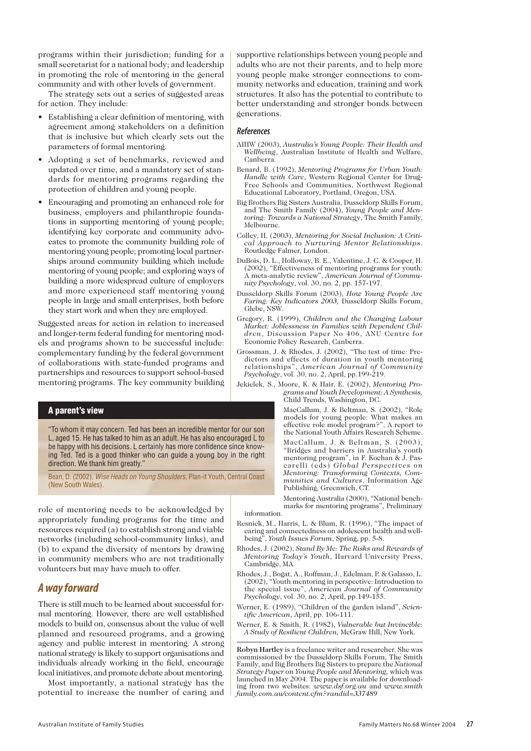programs within their jurisdiction; funding for a small secretariat for a national body; and leadership in promoting the role of mentoring in the general community and with other levels of government.

The strategy sets out a series of suggested areas for action. They include:

- Establishing a clear definition of mentoring, with agreement among stakeholders on a definition that is inclusive but which clearly sets out the parameters of formal mentoring.
- Adopting a set of benchmarks, reviewed and updated over time, and a mandatory set of standards for mentoring programs regarding the protection of children and young people.
- Encouraging and promoting an enhanced role for business, employers and philanthropic foundations in supporting mentoring of young people; identifying key corporate and community advocates to promote the community building role of mentoring young people; promoting local partnerships around community building which include mentoring of young people; and exploring ways of building a more widespread culture of employers and more experienced staff mentoring young people in large and small enterprises, both before they start work and when they are employed.

Suggested areas for action in relation to increased and longer-term federal funding for mentoring models and programs shown to be successful include: complementary funding by the federal government of collaborations with state-funded programs and partnerships and resources to support school-based mentoring programs. The key community building role of mentoring needs to be acknowledged by appropriately funding programs for the time and resources required (a) to establish strong and viable networks (including school-community links), and (b) to expand the diversity of mentors by drawing in community members who are not traditionally volunteers but may have much to offer.

### A parent's view

"To whom it may concern. Ted has been an incredible mentor for our son L, aged 15. He has talked to him as an adult. He has also encouraged L to be happy with his decisions. L certainly has more confidence since knowing Ted. Ted is a good thinker who can guide a young boy in the right direction. We thank him greatly."

Bean, D. (2002), *Wise Heads on Young Shoulders*, Plan-it Youth, Central Coast (New South Wales).

## A way forward

There is still much to be learned about successful formal mentoring. However, there are well established models to build on, consensus about the value of well planned and resourced programs, and a growing agency and public interest in mentoring. A strong national strategy is likely to support organisations and individuals already working in the field, encourage local initiatives, and promote debate about mentoring.

Most importantly, a national strategy has the potential to increase the number of caring and supportive relationships between young people and adults who are not their parents, and to help more young people make stronger connections to community networks and education, training and work structures. It also has the potential to contribute to better understanding and stronger bonds between generations.

### References

AIHW (2003), *Australia's Young People: Their Health and Wellbeing*, Australian Institute of Health and Welfare, Canberra.

Benard, B. (1992), *Mentoring Programs for Urban Youth: Handle with Care*, Western Regional Center for Drug-Free Schools and Communities, Northwest Regional Educational Laboratory, Portland, Oregon, USA.

Big Brothers Big Sisters Australia, Dusseldorp Skills Forum, and The Smith Family (2004), *Young People and Mentoring: Towards a National Strategy*, The Smith Family, Melbourne.

Colley, H. (2003), *Mentoring for Social Inclusion: A Critical Approach to Nurturing Mentor Relationships*. Routledge Falmer, London.

DuBois, D. L., Holloway, B. E., Valentine, J. C. & Cooper, H. (2002), "Effectiveness of mentoring programs for youth: A meta-analytic review", *American Journal of Community Psychology*, vol. 30, no. 2, pp. 157-197.

Dusseldorp Skills Forum (2003), *How Young People Are Faring: Key Indicators 2003,* Dusseldorp Skills Forum, Glebe, NSW.

Gregory, R. (1999), *Children and the Changing Labour Market: Joblessness in Families with Dependent Children*, Discussion Paper No 406, ANU Centre for Economic Policy Research, Canberra.

Grossman, J. & Rhodes, J. (2002), "The test of time: Predictors and effects of duration in youth mentoring relationships", *American Journal of Community Psychology*, vol. 30, no. 2, April, pp.199-219.

Jekielek, S., Moore, K. & Hair, E. (2002), *Mentoring Programs and Youth Development: A Synthesis,* Child Trends, Washington, DC.

MacCallum, J. & Beltman, S. (2002), "Role models for young people: What makes an effective role model program?", A report to the National Youth Affairs Research Scheme.

MacCallum, J. & Beltman, S. (2003), "Bridges and barriers in Australia's youth mentoring program", in F. Kochan & J. Pascarelli (eds) *Global Perspectives on Mentoring: Transforming Contexts, Communities and Cultures*. Information Age Publishing, Greenwich, CT.

Mentoring Australia (2000), "National benchmarks for mentoring programs", Preliminary information.

Resnick, M., Harris, L. & Blum, R. (1996), "The impact of caring and connectedness on adolescent health and wellbeing", *Youth Issues Forum*, Spring, pp. 5-8.

Rhodes, J. (2002), *Stand By Me: The Risks and Rewards of Mentoring Today's Youth*, Harvard University Press, Cambridge, MA.

Rhodes, J., Bogat, A., Roffman, J., Edelman, P. & Galasso, L. (2002), "Youth mentoring in perspective: Introduction to the special issue", *American Journal of Community Psychology*, vol. 30, no. 2, April, pp.149-155.

Werner, E. (1989), "Children of the garden island", *Scientific American*, April, pp. 106-111.

Werner, E. & Smith, R. (1982), *Vulnerable but Invincible: A Study of Resilient Children,* McGraw Hill, New York.

**Robyn Hartley** is a freelance writer and researcher. She was commissioned by the Dusseldorp Skills Forum, The Smith Family, and Big Brothers Big Sisters to prepare the *National Strategy Paper on Young People and Mentoring,* which was launched in May 2004. The paper is available for downloading from two websites: *www.dsf.org.au* and *www.smithfamily.com.au/content.cfm?randid=337489*